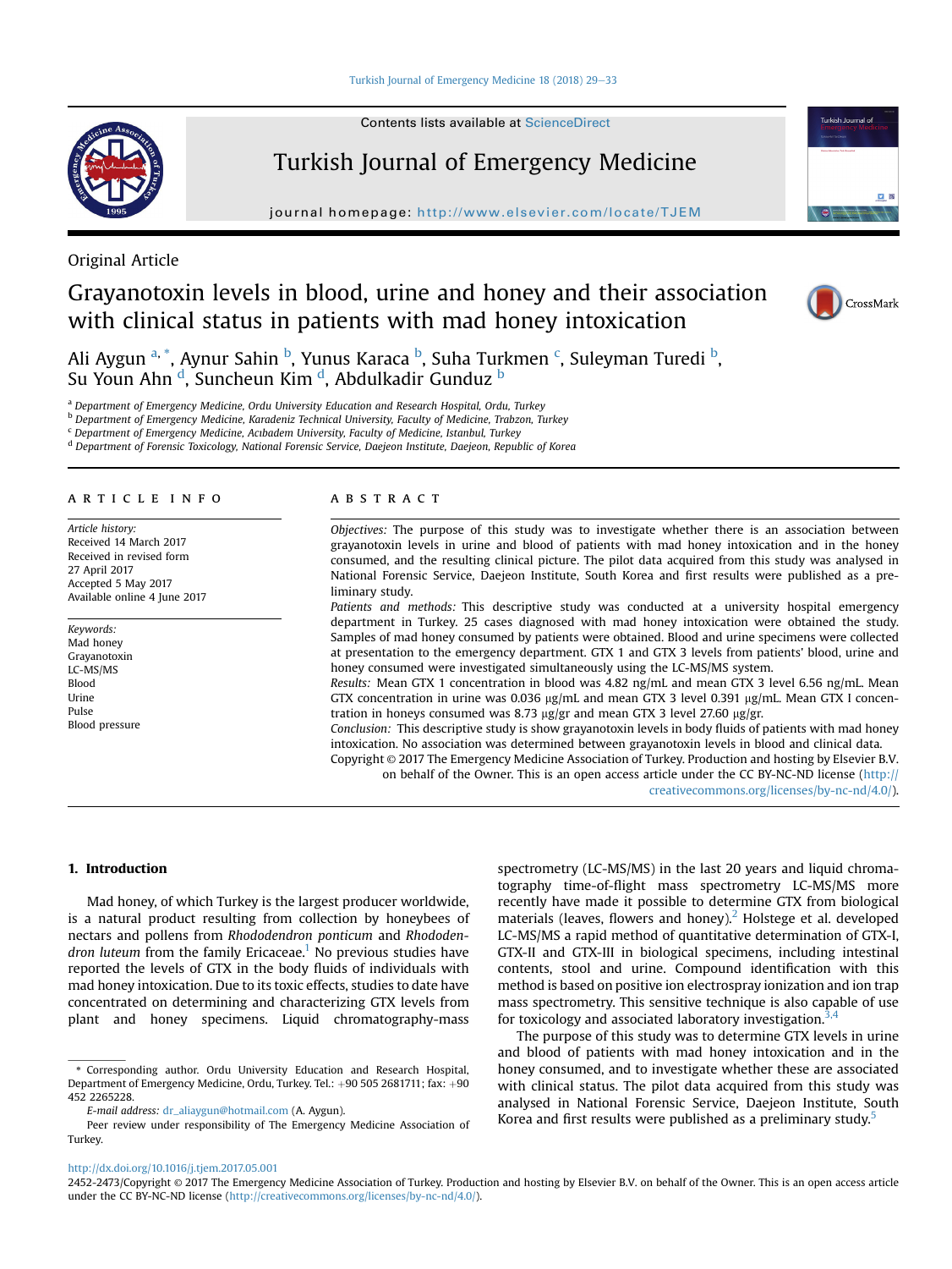Original Article

# Grayanotoxin levels in blood, urine and honey and their association with clinical status in patients with mad honey intoxication

Ali Aygun [a, *], Aynur Sahin [b], Yunus Karaca [b], Suha Turkmen [c], Suleyman Turedi [b], Su Youn Ahn [d], Suncheun Kim [d], Abdulkadir Gunduz [b]

[a] Department of Emergency Medicine, Ordu University Education and Research Hospital, Ordu, Turkey
[b] Department of Emergency Medicine, Karadeniz Technical University, Faculty of Medicine, Trabzon, Turkey
[c] Department of Emergency Medicine, Acıbadem University, Faculty of Medicine, Istanbul, Turkey
[d] Department of Forensic Toxicology, National Forensic Service, Daejeon Institute, Daejeon, Republic of Korea

## ARTICLE INFO

*Article history:*
Received 14 March 2017
Received in revised form 27 April 2017
Accepted 5 May 2017
Available online 4 June 2017

*Keywords:*
Mad honey
Grayanotoxin
LC-MS/MS
Blood
Urine
Pulse
Blood pressure

## ABSTRACT

*Objectives:* The purpose of this study was to investigate whether there is an association between grayanotoxin levels in urine and blood of patients with mad honey intoxication and in the honey consumed, and the resulting clinical picture. The pilot data acquired from this study was analysed in National Forensic Service, Daejeon Institute, South Korea and first results were published as a preliminary study.

*Patients and methods:* This descriptive study was conducted at a university hospital emergency department in Turkey. 25 cases diagnosed with mad honey intoxication were obtained the study. Samples of mad honey consumed by patients were obtained. Blood and urine specimens were collected at presentation to the emergency department. GTX 1 and GTX 3 levels from patients' blood, urine and honey consumed were investigated simultaneously using the LC-MS/MS system.

*Results:* Mean GTX 1 concentration in blood was 4.82 ng/mL and mean GTX 3 level 6.56 ng/mL. Mean GTX concentration in urine was 0.036 μg/mL and mean GTX 3 level 0.391 μg/mL. Mean GTX I concentration in honeys consumed was 8.73 μg/gr and mean GTX 3 level 27.60 μg/gr.

*Conclusion:* This descriptive study is show grayanotoxin levels in body fluids of patients with mad honey intoxication. No association was determined between grayanotoxin levels in blood and clinical data.

Copyright © 2017 The Emergency Medicine Association of Turkey. Production and hosting by Elsevier B.V. on behalf of the Owner. This is an open access article under the CC BY-NC-ND license (http://creativecommons.org/licenses/by-nc-nd/4.0/).

## 1. Introduction

Mad honey, of which Turkey is the largest producer worldwide, is a natural product resulting from collection by honeybees of nectars and pollens from *Rhododendron ponticum* and *Rhododendron luteum* from the family Ericaceae.[1] No previous studies have reported the levels of GTX in the body fluids of individuals with mad honey intoxication. Due to its toxic effects, studies to date have concentrated on determining and characterizing GTX levels from plant and honey specimens. Liquid chromatography-mass spectrometry (LC-MS/MS) in the last 20 years and liquid chromatography time-of-flight mass spectrometry LC-MS/MS more recently have made it possible to determine GTX from biological materials (leaves, flowers and honey).[2] Holstege et al. developed LC-MS/MS a rapid method of quantitative determination of GTX-I, GTX-II and GTX-III in biological specimens, including intestinal contents, stool and urine. Compound identification with this method is based on positive ion electrospray ionization and ion trap mass spectrometry. This sensitive technique is also capable of use for toxicology and associated laboratory investigation.[3,4]

The purpose of this study was to determine GTX levels in urine and blood of patients with mad honey intoxication and in the honey consumed, and to investigate whether these are associated with clinical status. The pilot data acquired from this study was analysed in National Forensic Service, Daejeon Institute, South Korea and first results were published as a preliminary study.[5]

\* Corresponding author. Ordu University Education and Research Hospital, Department of Emergency Medicine, Ordu, Turkey. Tel.: +90 505 2681711; fax: +90 452 2265228.

*E-mail address:* dr_aliaygun@hotmail.com (A. Aygun).

Peer review under responsibility of The Emergency Medicine Association of Turkey.

http://dx.doi.org/10.1016/j.tjem.2017.05.001

2452-2473/Copyright © 2017 The Emergency Medicine Association of Turkey. Production and hosting by Elsevier B.V. on behalf of the Owner. This is an open access article under the CC BY-NC-ND license (http://creativecommons.org/licenses/by-nc-nd/4.0/).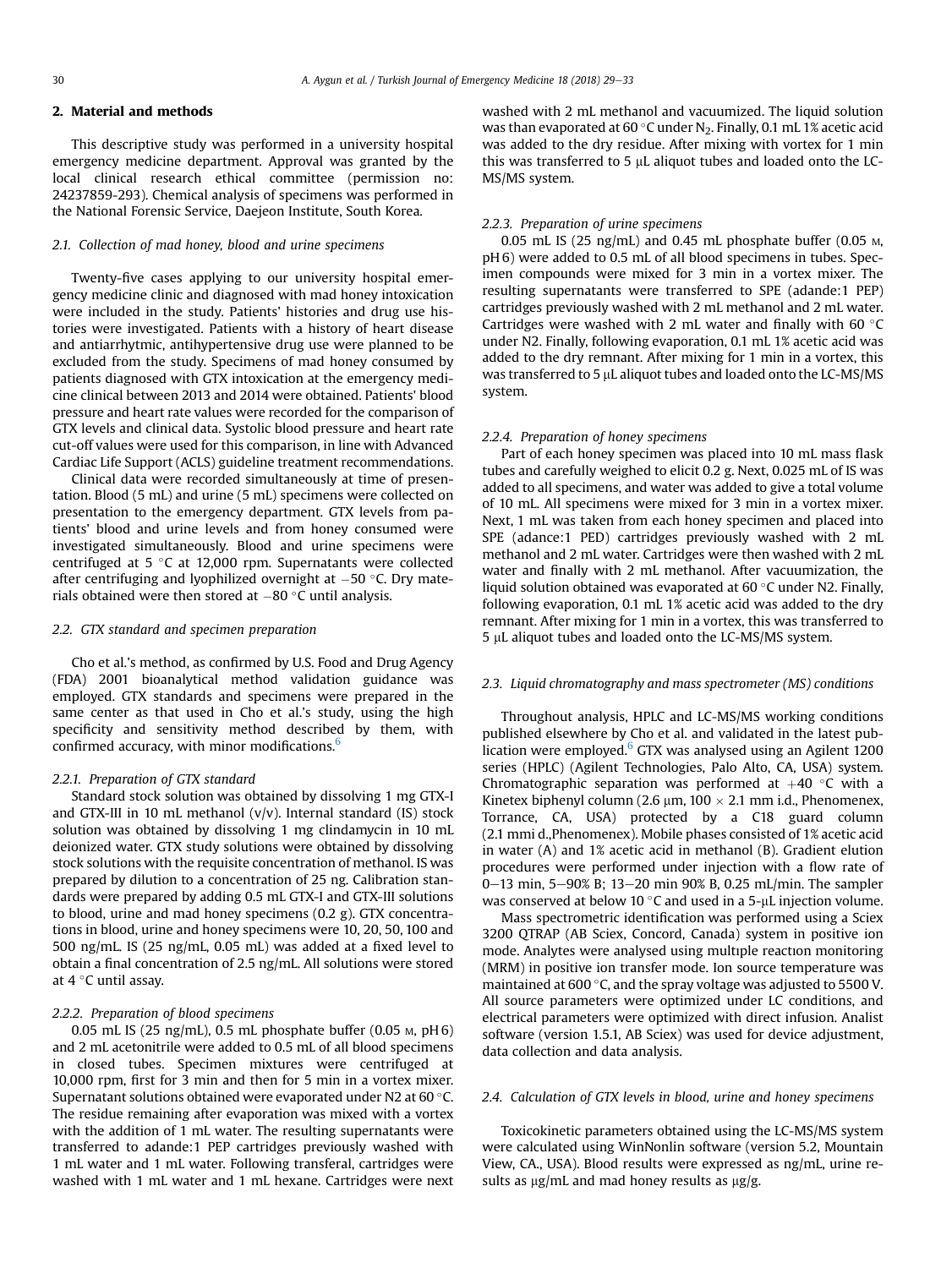## 2. Material and methods

This descriptive study was performed in a university hospital emergency medicine department. Approval was granted by the local clinical research ethical committee (permission no: 24237859-293). Chemical analysis of specimens was performed in the National Forensic Service, Daejeon Institute, South Korea.

### 2.1. Collection of mad honey, blood and urine specimens

Twenty-five cases applying to our university hospital emergency medicine clinic and diagnosed with mad honey intoxication were included in the study. Patients' histories and drug use histories were investigated. Patients with a history of heart disease and antiarrhythmic, antihypertensive drug use were planned to be excluded from the study. Specimens of mad honey consumed by patients diagnosed with GTX intoxication at the emergency medicine clinical between 2013 and 2014 were obtained. Patients' blood pressure and heart rate values were recorded for the comparison of GTX levels and clinical data. Systolic blood pressure and heart rate cut-off values were used for this comparison, in line with Advanced Cardiac Life Support (ACLS) guideline treatment recommendations.

Clinical data were recorded simultaneously at time of presentation. Blood (5 mL) and urine (5 mL) specimens were collected on presentation to the emergency department. GTX levels from patients' blood and urine levels and from honey consumed were investigated simultaneously. Blood and urine specimens were centrifuged at 5 °C at 12,000 rpm. Supernatants were collected after centrifuging and lyophilized overnight at −50 °C. Dry materials obtained were then stored at −80 °C until analysis.

### 2.2. GTX standard and specimen preparation

Cho et al.'s method, as confirmed by U.S. Food and Drug Agency (FDA) 2001 bioanalytical method validation guidance was employed. GTX standards and specimens were prepared in the same center as that used in Cho et al.'s study, using the high specificity and sensitivity method described by them, with confirmed accuracy, with minor modifications.[6]

#### 2.2.1. Preparation of GTX standard

Standard stock solution was obtained by dissolving 1 mg GTX-I and GTX-III in 10 mL methanol (v/v). Internal standard (IS) stock solution was obtained by dissolving 1 mg clindamycin in 10 mL deionized water. GTX study solutions were obtained by dissolving stock solutions with the requisite concentration of methanol. IS was prepared by dilution to a concentration of 25 ng. Calibration standards were prepared by adding 0.5 mL GTX-I and GTX-III solutions to blood, urine and mad honey specimens (0.2 g). GTX concentrations in blood, urine and honey specimens were 10, 20, 50, 100 and 500 ng/mL. IS (25 ng/mL, 0.05 mL) was added at a fixed level to obtain a final concentration of 2.5 ng/mL. All solutions were stored at 4 °C until assay.

#### 2.2.2. Preparation of blood specimens

0.05 mL IS (25 ng/mL), 0.5 mL phosphate buffer (0.05 M, pH 6) and 2 mL acetonitrile were added to 0.5 mL of all blood specimens in closed tubes. Specimen mixtures were centrifuged at 10,000 rpm, first for 3 min and then for 5 min in a vortex mixer. Supernatant solutions obtained were evaporated under N2 at 60 °C. The residue remaining after evaporation was mixed with a vortex with the addition of 1 mL water. The resulting supernatants were transferred to adande:1 PEP cartridges previously washed with 1 mL water and 1 mL water. Following transferal, cartridges were washed with 1 mL water and 1 mL hexane. Cartridges were next washed with 2 mL methanol and vacuumized. The liquid solution was than evaporated at 60 °C under $N_2$. Finally, 0.1 mL 1% acetic acid was added to the dry residue. After mixing with vortex for 1 min this was transferred to 5 μL aliquot tubes and loaded onto the LC-MS/MS system.

#### 2.2.3. Preparation of urine specimens

0.05 mL IS (25 ng/mL) and 0.45 mL phosphate buffer (0.05 M, pH 6) were added to 0.5 mL of all blood specimens in tubes. Specimen compounds were mixed for 3 min in a vortex mixer. The resulting supernatants were transferred to SPE (adande:1 PEP) cartridges previously washed with 2 mL methanol and 2 mL water. Cartridges were washed with 2 mL water and finally with 60 °C under N2. Finally, following evaporation, 0.1 mL 1% acetic acid was added to the dry remnant. After mixing for 1 min in a vortex, this was transferred to 5 μL aliquot tubes and loaded onto the LC-MS/MS system.

#### 2.2.4. Preparation of honey specimens

Part of each honey specimen was placed into 10 mL mass flask tubes and carefully weighed to elicit 0.2 g. Next, 0.025 mL of IS was added to all specimens, and water was added to give a total volume of 10 mL. All specimens were mixed for 3 min in a vortex mixer. Next, 1 mL was taken from each honey specimen and placed into SPE (adance:1 PED) cartridges previously washed with 2 mL methanol and 2 mL water. Cartridges were then washed with 2 mL water and finally with 2 mL methanol. After vacuumization, the liquid solution obtained was evaporated at 60 °C under N2. Finally, following evaporation, 0.1 mL 1% acetic acid was added to the dry remnant. After mixing for 1 min in a vortex, this was transferred to 5 μL aliquot tubes and loaded onto the LC-MS/MS system.

### 2.3. Liquid chromatography and mass spectrometer (MS) conditions

Throughout analysis, HPLC and LC-MS/MS working conditions published elsewhere by Cho et al. and validated in the latest publication were employed.[6] GTX was analysed using an Agilent 1200 series (HPLC) (Agilent Technologies, Palo Alto, CA, USA) system. Chromatographic separation was performed at +40 °C with a Kinetex biphenyl column (2.6 μm, 100 × 2.1 mm i.d., Phenomenex, Torrance, CA, USA) protected by a C18 guard column (2.1 mmi d.,Phenomenex). Mobile phases consisted of 1% acetic acid in water (A) and 1% acetic acid in methanol (B). Gradient elution procedures were performed under injection with a flow rate of 0–13 min, 5–90% B; 13–20 min 90% B, 0.25 mL/min. The sampler was conserved at below 10 °C and used in a 5-μL injection volume.

Mass spectrometric identification was performed using a Sciex 3200 QTRAP (AB Sciex, Concord, Canada) system in positive ion mode. Analytes were analysed using multıple reactıon monitoring (MRM) in positive ion transfer mode. Ion source temperature was maintained at 600 °C, and the spray voltage was adjusted to 5500 V. All source parameters were optimized under LC conditions, and electrical parameters were optimized with direct infusion. Analist software (version 1.5.1, AB Sciex) was used for device adjustment, data collection and data analysis.

### 2.4. Calculation of GTX levels in blood, urine and honey specimens

Toxicokinetic parameters obtained using the LC-MS/MS system were calculated using WinNonlin software (version 5.2, Mountain View, CA., USA). Blood results were expressed as ng/mL, urine results as μg/mL and mad honey results as μg/g.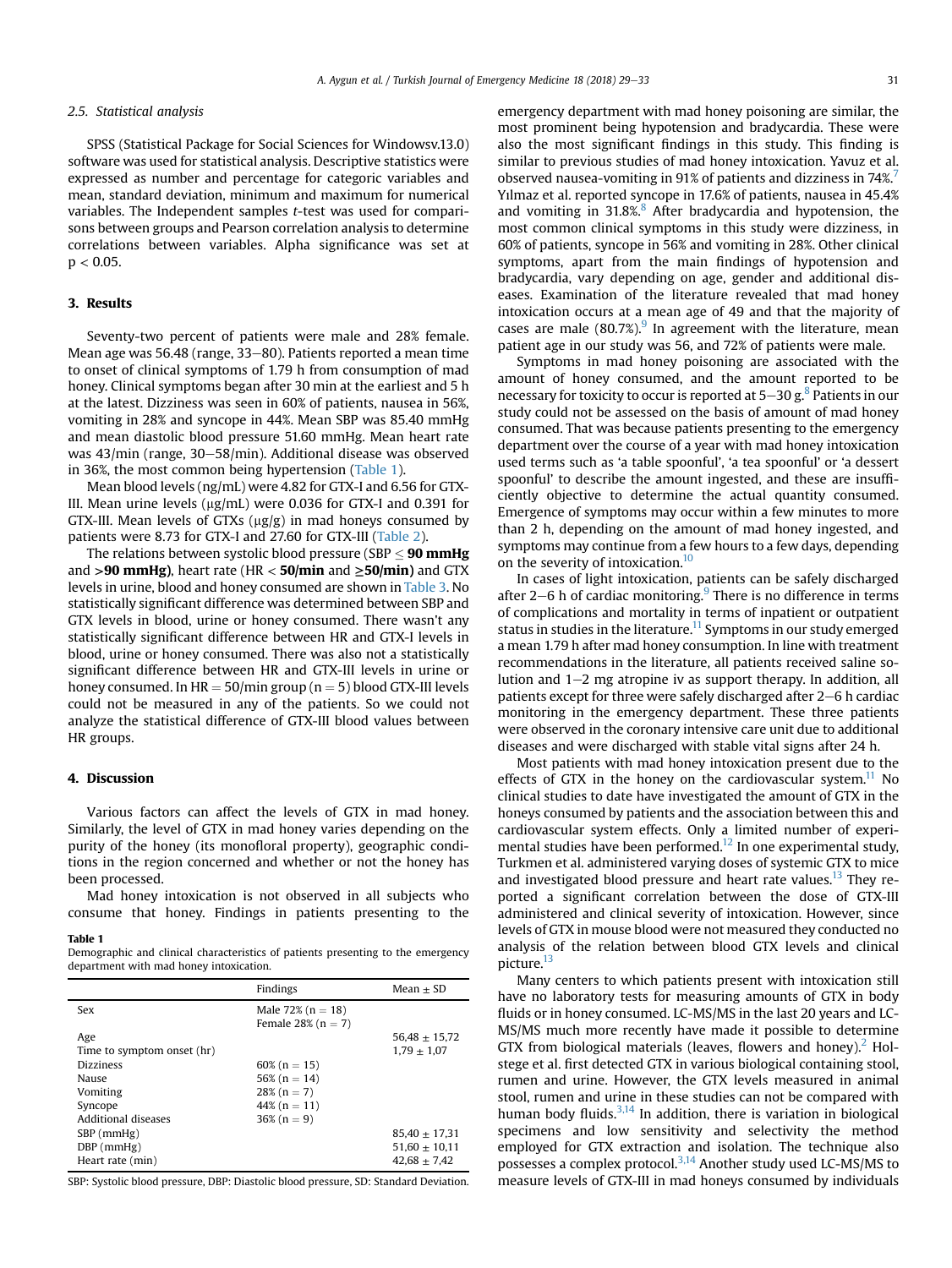### 2.5. Statistical analysis

SPSS (Statistical Package for Social Sciences for Windowsv.13.0) software was used for statistical analysis. Descriptive statistics were expressed as number and percentage for categoric variables and mean, standard deviation, minimum and maximum for numerical variables. The Independent samples t-test was used for comparisons between groups and Pearson correlation analysis to determine correlations between variables. Alpha significance was set at $p < 0.05$.

## 3. Results

Seventy-two percent of patients were male and 28% female. Mean age was 56.48 (range, 33–80). Patients reported a mean time to onset of clinical symptoms of 1.79 h from consumption of mad honey. Clinical symptoms began after 30 min at the earliest and 5 h at the latest. Dizziness was seen in 60% of patients, nausea in 56%, vomiting in 28% and syncope in 44%. Mean SBP was 85.40 mmHg and mean diastolic blood pressure 51.60 mmHg. Mean heart rate was 43/min (range, 30–58/min). Additional disease was observed in 36%, the most common being hypertension (Table 1).

Mean blood levels (ng/mL) were 4.82 for GTX-I and 6.56 for GTX-III. Mean urine levels (μg/mL) were 0.036 for GTX-I and 0.391 for GTX-III. Mean levels of GTXs (μg/g) in mad honeys consumed by patients were 8.73 for GTX-I and 27.60 for GTX-III (Table 2).

The relations between systolic blood pressure (SBP ≤ **90 mmHg** and **>90 mmHg**), heart rate (HR < **50/min** and **≥50/min**) and GTX levels in urine, blood and honey consumed are shown in Table 3. No statistically significant difference was determined between SBP and GTX levels in blood, urine or honey consumed. There wasn't any statistically significant difference between HR and GTX-I levels in blood, urine or honey consumed. There was also not a statistically significant difference between HR and GTX-III levels in urine or honey consumed. In HR = 50/min group (n = 5) blood GTX-III levels could not be measured in any of the patients. So we could not analyze the statistical difference of GTX-III blood values between HR groups.

## 4. Discussion

Various factors can affect the levels of GTX in mad honey. Similarly, the level of GTX in mad honey varies depending on the purity of the honey (its monofloral property), geographic conditions in the region concerned and whether or not the honey has been processed.

Mad honey intoxication is not observed in all subjects who consume that honey. Findings in patients presenting to the emergency department with mad honey poisoning are similar, the most prominent being hypotension and bradycardia. These were also the most significant findings in this study. This finding is similar to previous studies of mad honey intoxication. Yavuz et al. observed nausea-vomiting in 91% of patients and dizziness in 74%.[7] Yılmaz et al. reported syncope in 17.6% of patients, nausea in 45.4% and vomiting in 31.8%.[8] After bradycardia and hypotension, the most common clinical symptoms in this study were dizziness, in 60% of patients, syncope in 56% and vomiting in 28%. Other clinical symptoms, apart from the main findings of hypotension and bradycardia, vary depending on age, gender and additional diseases. Examination of the literature revealed that mad honey intoxication occurs at a mean age of 49 and that the majority of cases are male (80.7%).[9] In agreement with the literature, mean patient age in our study was 56, and 72% of patients were male.

Symptoms in mad honey poisoning are associated with the amount of honey consumed, and the amount reported to be necessary for toxicity to occur is reported at 5–30 g.[8] Patients in our study could not be assessed on the basis of amount of mad honey consumed. That was because patients presenting to the emergency department over the course of a year with mad honey intoxication used terms such as 'a table spoonful', 'a tea spoonful' or 'a dessert spoonful' to describe the amount ingested, and these are insufficiently objective to determine the actual quantity consumed. Emergence of symptoms may occur within a few minutes to more than 2 h, depending on the amount of mad honey ingested, and symptoms may continue from a few hours to a few days, depending on the severity of intoxication.[10]

In cases of light intoxication, patients can be safely discharged after 2–6 h of cardiac monitoring.[9] There is no difference in terms of complications and mortality in terms of inpatient or outpatient status in studies in the literature.[11] Symptoms in our study emerged a mean 1.79 h after mad honey consumption. In line with treatment recommendations in the literature, all patients received saline solution and 1–2 mg atropine iv as support therapy. In addition, all patients except for three were safely discharged after 2–6 h cardiac monitoring in the emergency department. These three patients were observed in the coronary intensive care unit due to additional diseases and were discharged with stable vital signs after 24 h.

Most patients with mad honey intoxication present due to the effects of GTX in the honey on the cardiovascular system.[11] No clinical studies to date have investigated the amount of GTX in the honeys consumed by patients and the association between this and cardiovascular system effects. Only a limited number of experimental studies have been performed.[12] In one experimental study, Turkmen et al. administered varying doses of systemic GTX to mice and investigated blood pressure and heart rate values.[13] They reported a significant correlation between the dose of GTX-III administered and clinical severity of intoxication. However, since levels of GTX in mouse blood were not measured they conducted no analysis of the relation between blood GTX levels and clinical picture.[13]

Many centers to which patients present with intoxication still have no laboratory tests for measuring amounts of GTX in body fluids or in honey consumed. LC-MS/MS in the last 20 years and LC-MS/MS much more recently have made it possible to determine GTX from biological materials (leaves, flowers and honey).[2] Holstege et al. first detected GTX in various biological containing stool, rumen and urine. However, the GTX levels measured in animal stool, rumen and urine in these studies can not be compared with human body fluids.[3,14] In addition, there is variation in biological specimens and low sensitivity and selectivity the method employed for GTX extraction and isolation. The technique also possesses a complex protocol.[3,14] Another study used LC-MS/MS to measure levels of GTX-III in mad honeys consumed by individuals

**Table 1**
Demographic and clinical characteristics of patients presenting to the emergency department with mad honey intoxication.

| | Findings | Mean ± SD |
|---|---|---|
| Sex | Male 72% (n = 18)<br>Female 28% (n = 7) | |
| Age | | 56,48 ± 15,72 |
| Time to symptom onset (hr) | | 1,79 ± 1,07 |
| Dizziness | 60% (n = 15) | |
| Nause | 56% (n = 14) | |
| Vomiting | 28% (n = 7) | |
| Syncope | 44% (n = 11) | |
| Additional diseases | 36% (n = 9) | |
| SBP (mmHg) | | 85,40 ± 17,31 |
| DBP (mmHg) | | 51,60 ± 10,11 |
| Heart rate (min) | | 42,68 ± 7,42 |

SBP: Systolic blood pressure, DBP: Diastolic blood pressure, SD: Standard Deviation.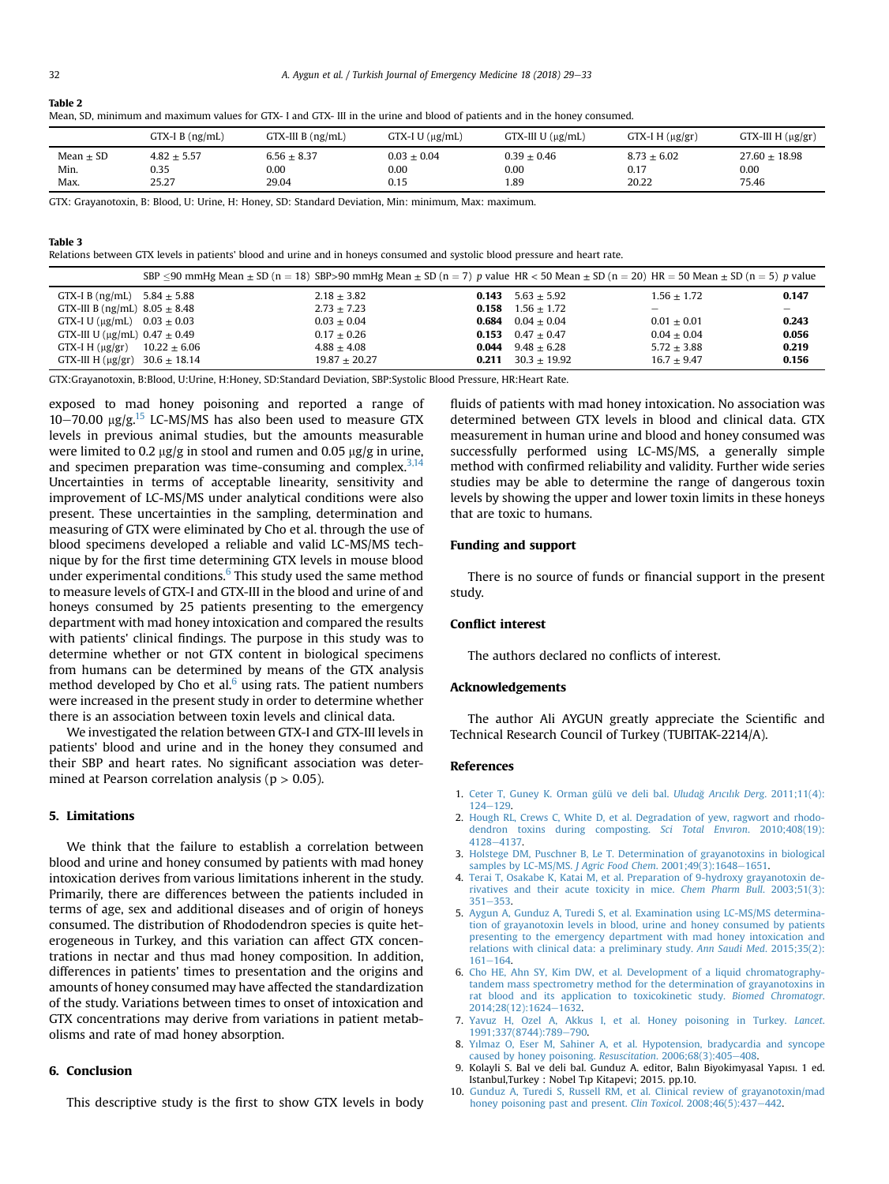**Table 2**
Mean, SD, minimum and maximum values for GTX- I and GTX- III in the urine and blood of patients and in the honey consumed.

| | GTX-I B (ng/mL) | GTX-III B (ng/mL) | GTX-I U (μg/mL) | GTX-III U (μg/mL) | GTX-I H (μg/gr) | GTX-III H (μg/gr) |
|---|---|---|---|---|---|---|
| Mean ± SD | 4.82 ± 5.57 | 6.56 ± 8.37 | 0.03 ± 0.04 | 0.39 ± 0.46 | 8.73 ± 6.02 | 27.60 ± 18.98 |
| Min. | 0.35 | 0.00 | 0.00 | 0.00 | 0.17 | 0.00 |
| Max. | 25.27 | 29.04 | 0.15 | 1.89 | 20.22 | 75.46 |

GTX: Grayanotoxin, B: Blood, U: Urine, H: Honey, SD: Standard Deviation, Min: minimum, Max: maximum.

**Table 3**
Relations between GTX levels in patients' blood and urine and in honeys consumed and systolic blood pressure and heart rate.

| | SBP ≤90 mmHg Mean ± SD (n = 18) | SBP>90 mmHg Mean ± SD (n = 7) | p value | HR < 50 Mean ± SD (n = 20) | HR = 50 Mean ± SD (n = 5) | p value |
|---|---|---|---|---|---|---|
| GTX-I B (ng/mL) | 5.84 ± 5.88 | 2.18 ± 3.82 | **0.143** | 5.63 ± 5.92 | 1.56 ± 1.72 | **0.147** |
| GTX-III B (ng/mL) | 8.05 ± 8.48 | 2.73 ± 7.23 | **0.158** | 1.56 ± 1.72 | – | – |
| GTX-I U (μg/mL) | 0.03 ± 0.03 | 0.03 ± 0.04 | **0.684** | 0.04 ± 0.04 | 0.01 ± 0.01 | **0.243** |
| GTX-III U (μg/mL) | 0.47 ± 0.49 | 0.17 ± 0.26 | **0.153** | 0.47 ± 0.47 | 0.04 ± 0.04 | **0.056** |
| GTX-I H (μg/gr) | 10.22 ± 6.06 | 4.88 ± 4.08 | **0.044** | 9.48 ± 6.28 | 5.72 ± 3.88 | **0.219** |
| GTX-III H (μg/gr) | 30.6 ± 18.14 | 19.87 ± 20.27 | **0.211** | 30.3 ± 19.92 | 16.7 ± 9.47 | **0.156** |

GTX:Grayanotoxin, B:Blood, U:Urine, H:Honey, SD:Standard Deviation, SBP:Systolic Blood Pressure, HR:Heart Rate.

exposed to mad honey poisoning and reported a range of 10–70.00 μg/g.[15] LC-MS/MS has also been used to measure GTX levels in previous animal studies, but the amounts measurable were limited to 0.2 μg/g in stool and rumen and 0.05 μg/g in urine, and specimen preparation was time-consuming and complex.[3,14] Uncertainties in terms of acceptable linearity, sensitivity and improvement of LC-MS/MS under analytical conditions were also present. These uncertainties in the sampling, determination and measuring of GTX were eliminated by Cho et al. through the use of blood specimens developed a reliable and valid LC-MS/MS technique by for the first time determining GTX levels in mouse blood under experimental conditions.[6] This study used the same method to measure levels of GTX-I and GTX-III in the blood and urine of and honeys consumed by 25 patients presenting to the emergency department with mad honey intoxication and compared the results with patients' clinical findings. The purpose in this study was to determine whether or not GTX content in biological specimens from humans can be determined by means of the GTX analysis method developed by Cho et al.[6] using rats. The patient numbers were increased in the present study in order to determine whether there is an association between toxin levels and clinical data.

We investigated the relation between GTX-I and GTX-III levels in patients' blood and urine and in the honey they consumed and their SBP and heart rates. No significant association was determined at Pearson correlation analysis ($p > 0.05$).

## 5. Limitations

We think that the failure to establish a correlation between blood and urine and honey consumed by patients with mad honey intoxication derives from various limitations inherent in the study. Primarily, there are differences between the patients included in terms of age, sex and additional diseases and of origin of honeys consumed. The distribution of Rhododendron species is quite heterogeneous in Turkey, and this variation can affect GTX concentrations in nectar and thus mad honey composition. In addition, differences in patients' times to presentation and the origins and amounts of honey consumed may have affected the standardization of the study. Variations between times to onset of intoxication and GTX concentrations may derive from variations in patient metabolisms and rate of mad honey absorption.

## 6. Conclusion

This descriptive study is the first to show GTX levels in body fluids of patients with mad honey intoxication. No association was determined between GTX levels in blood and clinical data. GTX measurement in human urine and blood and honey consumed was successfully performed using LC-MS/MS, a generally simple method with confirmed reliability and validity. Further wide series studies may be able to determine the range of dangerous toxin levels by showing the upper and lower toxin limits in these honeys that are toxic to humans.

## Funding and support

There is no source of funds or financial support in the present study.

## Conflict interest

The authors declared no conflicts of interest.

## Acknowledgements

The author Ali AYGUN greatly appreciate the Scientific and Technical Research Council of Turkey (TUBITAK-2214/A).

## References

1. Ceter T, Guney K. Orman gülü ve deli bal. *Uludağ Arıcılık Derg*. 2011;11(4): 124–129.
2. Hough RL, Crews C, White D, et al. Degradation of yew, ragwort and rhododendron toxins during composting. *Sci Total Environ*. 2010;408(19): 4128–4137.
3. Holstege DM, Puschner B, Le T. Determination of grayanotoxins in biological samples by LC-MS/MS. *J Agric Food Chem*. 2001;49(3):1648–1651.
4. Terai T, Osakabe K, Katai M, et al. Preparation of 9-hydroxy grayanotoxin derivatives and their acute toxicity in mice. *Chem Pharm Bull*. 2003;51(3): 351–353.
5. Aygun A, Gunduz A, Turedi S, et al. Examination using LC-MS/MS determination of grayanotoxin levels in blood, urine and honey consumed by patients presenting to the emergency department with mad honey intoxication and relations with clinical data: a preliminary study. *Ann Saudi Med*. 2015;35(2): 161–164.
6. Cho HE, Ahn SY, Kim DW, et al. Development of a liquid chromatography-tandem mass spectrometry method for the determination of grayanotoxins in rat blood and its application to toxicokinetic study. *Biomed Chromatogr*. 2014;28(12):1624–1632.
7. Yavuz H, Ozel A, Akkus I, et al. Honey poisoning in Turkey. *Lancet*. 1991;337(8744):789–790.
8. Yılmaz O, Eser M, Sahiner A, et al. Hypotension, bradycardia and syncope caused by honey poisoning. *Resuscitation*. 2006;68(3):405–408.
9. Kolayli S. Bal ve deli bal. Gunduz A. editor, Balın Biyokimyasal Yapısı. 1 ed. Istanbul,Turkey : Nobel Tıp Kitapevi; 2015. pp.10.
10. Gunduz A, Turedi S, Russell RM, et al. Clinical review of grayanotoxin/mad honey poisoning past and present. *Clin Toxicol*. 2008;46(5):437–442.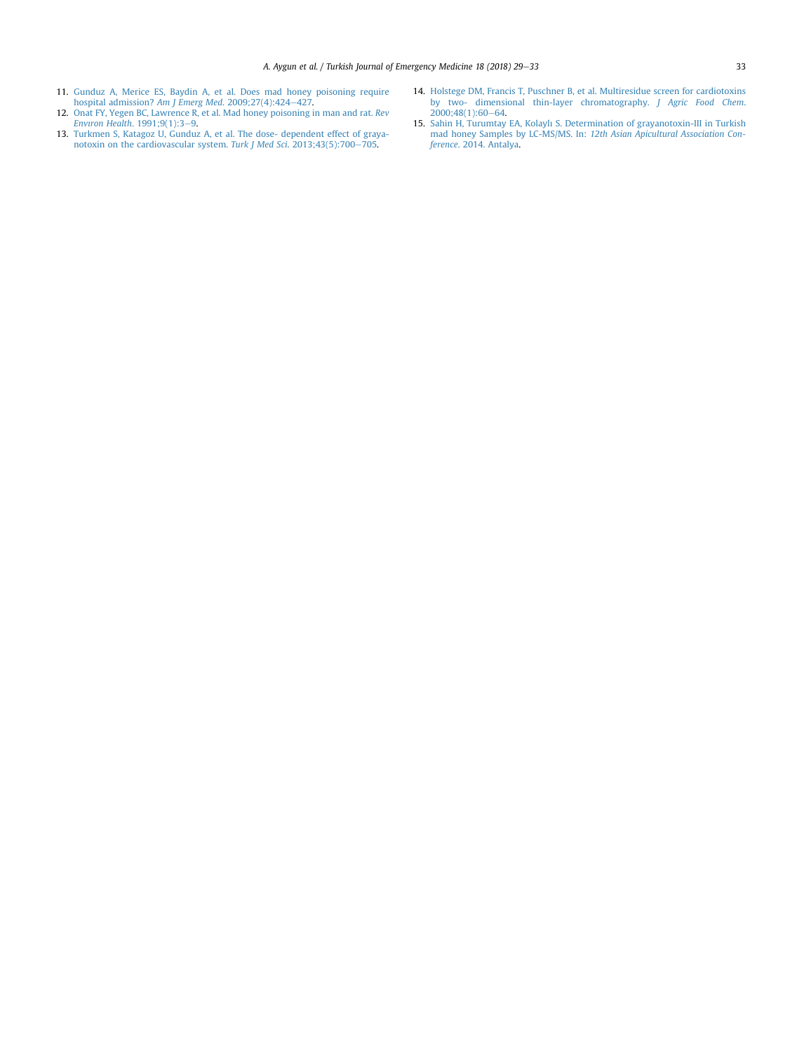11. Gunduz A, Merice ES, Baydin A, et al. Does mad honey poisoning require hospital admission? *Am J Emerg Med*. 2009;27(4):424–427.
12. Onat FY, Yegen BC, Lawrence R, et al. Mad honey poisoning in man and rat. *Rev Envıron Health*. 1991;9(1):3–9.
13. Turkmen S, Katagoz U, Gunduz A, et al. The dose- dependent effect of grayanotoxin on the cardiovascular system. *Turk J Med Sci*. 2013;43(5):700–705.
14. Holstege DM, Francis T, Puschner B, et al. Multiresidue screen for cardiotoxins by two- dimensional thin-layer chromatography. *J Agric Food Chem*. 2000;48(1):60–64.
15. Sahin H, Turumtay EA, Kolaylı S. Determination of grayanotoxin-III in Turkish mad honey Samples by LC-MS/MS. In: *12th Asian Apicultural Association Conference*. 2014. Antalya.